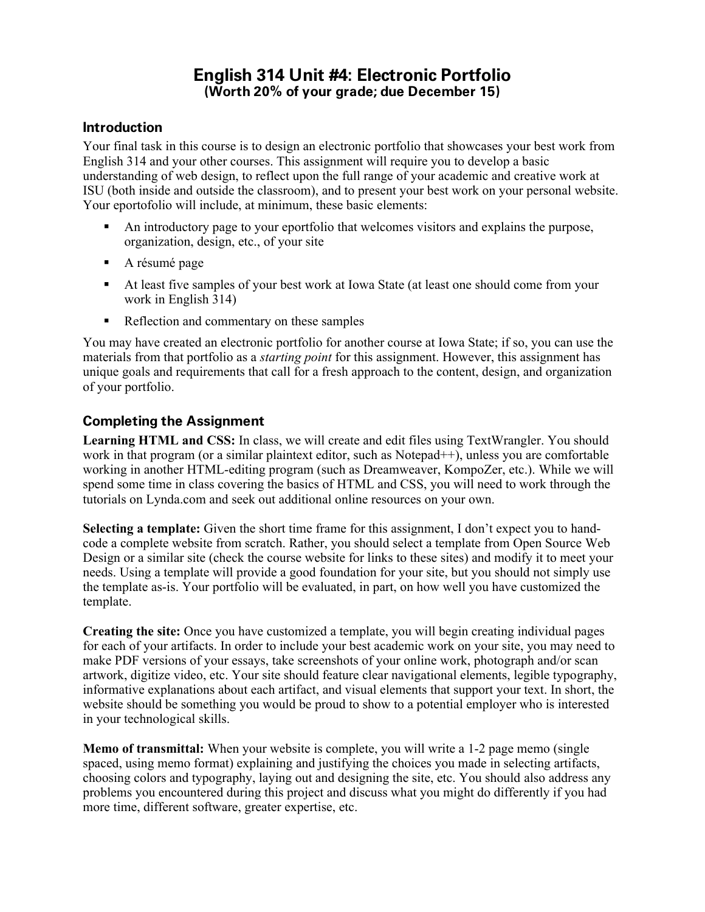# English 314 Unit #4: Electronic Portfolio

**(Worth 20% of your grade; due December 15)**

## Introduction

Your final task in this course is to design an electronic portfolio that showcases your best work from English 314 and your other courses. This assignment will require you to develop a basic understanding of web design, to reflect upon the full range of your academic and creative work at ISU (both inside and outside the classroom), and to present your best work on your personal website. Your eportofolio will include, at minimum, these basic elements:

- An introductory page to your eportfolio that welcomes visitors and explains the purpose, organization, design, etc., of your site
- A résumé page
- At least five samples of your best work at Iowa State (at least one should come from your work in English 314)
- Reflection and commentary on these samples

You may have created an electronic portfolio for another course at Iowa State; if so, you can use the materials from that portfolio as a *starting point* for this assignment. However, this assignment has unique goals and requirements that call for a fresh approach to the content, design, and organization of your portfolio.

## Completing the Assignment

**Learning HTML and CSS:** In class, we will create and edit files using TextWrangler. You should work in that program (or a similar plaintext editor, such as Notepad++), unless you are comfortable working in another HTML-editing program (such as Dreamweaver, KompoZer, etc.). While we will spend some time in class covering the basics of HTML and CSS, you will need to work through the tutorials on Lynda.com and seek out additional online resources on your own.

**Selecting a template:** Given the short time frame for this assignment, I don't expect you to hand-code a complete website from scratch. Rather, you should select a template from Open Source Web Design or a similar site (check the course website for links to these sites) and modify it to meet your needs. Using a template will provide a good foundation for your site, but you should not simply use the template as-is. Your portfolio will be evaluated, in part, on how well you have customized the template.

**Creating the site:** Once you have customized a template, you will begin creating individual pages for each of your artifacts. In order to include your best academic work on your site, you may need to make PDF versions of your essays, take screenshots of your online work, photograph and/or scan artwork, digitize video, etc. Your site should feature clear navigational elements, legible typography, informative explanations about each artifact, and visual elements that support your text. In short, the website should be something you would be proud to show to a potential employer who is interested in your technological skills.

**Memo of transmittal:** When your website is complete, you will write a 1-2 page memo (single spaced, using memo format) explaining and justifying the choices you made in selecting artifacts, choosing colors and typography, laying out and designing the site, etc. You should also address any problems you encountered during this project and discuss what you might do differently if you had more time, different software, greater expertise, etc.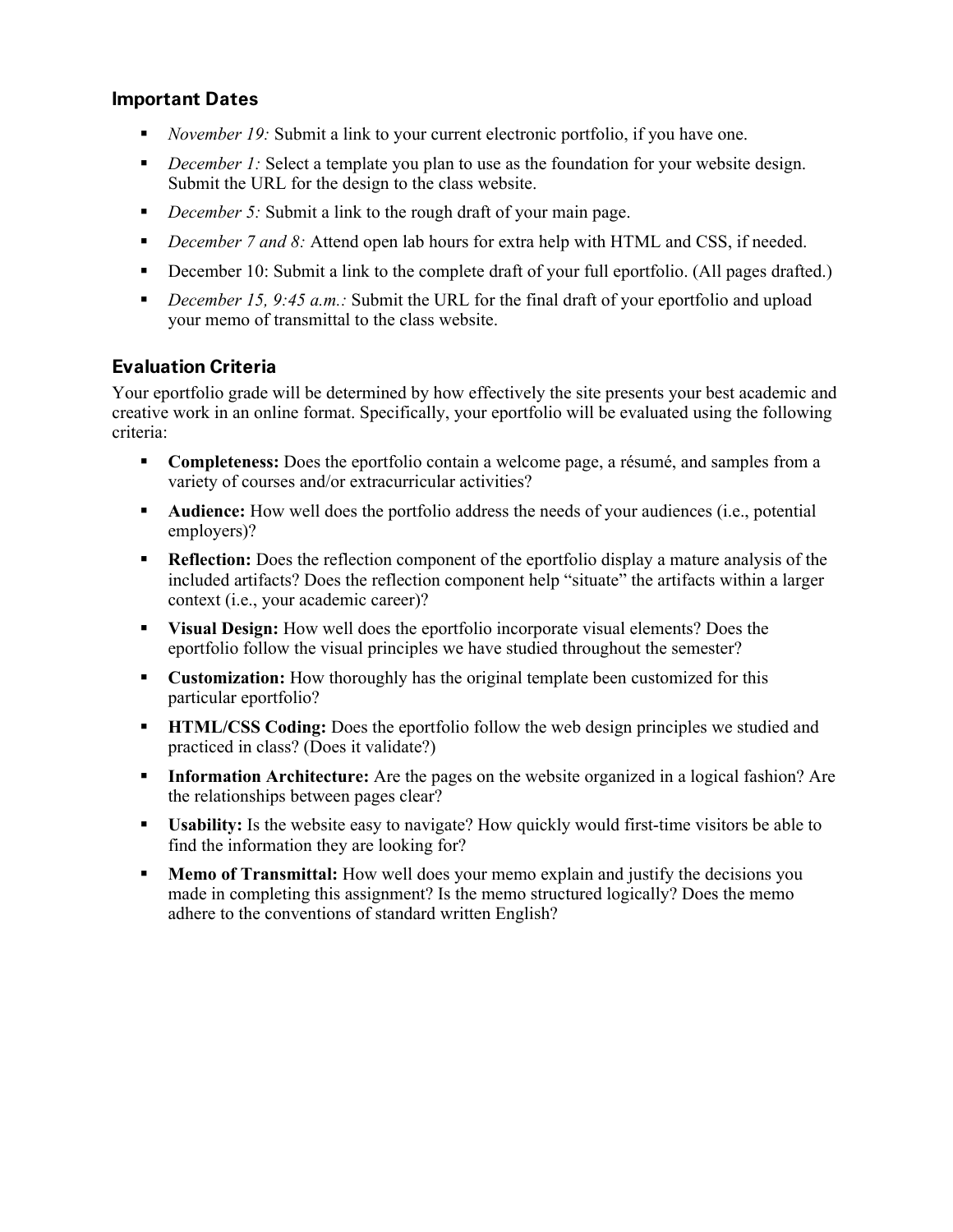## Important Dates

- *November 19:* Submit a link to your current electronic portfolio, if you have one.
- *December 1:* Select a template you plan to use as the foundation for your website design. Submit the URL for the design to the class website.
- *December 5:* Submit a link to the rough draft of your main page.
- *December 7 and 8:* Attend open lab hours for extra help with HTML and CSS, if needed.
- December 10: Submit a link to the complete draft of your full eportfolio. (All pages drafted.)
- *December 15, 9:45 a.m.:* Submit the URL for the final draft of your eportfolio and upload your memo of transmittal to the class website.

## Evaluation Criteria

Your eportfolio grade will be determined by how effectively the site presents your best academic and creative work in an online format. Specifically, your eportfolio will be evaluated using the following criteria:

- **Completeness:** Does the eportfolio contain a welcome page, a résumé, and samples from a variety of courses and/or extracurricular activities?
- **Audience:** How well does the portfolio address the needs of your audiences (i.e., potential employers)?
- **Reflection:** Does the reflection component of the eportfolio display a mature analysis of the included artifacts? Does the reflection component help "situate" the artifacts within a larger context (i.e., your academic career)?
- **Visual Design:** How well does the eportfolio incorporate visual elements? Does the eportfolio follow the visual principles we have studied throughout the semester?
- **Customization:** How thoroughly has the original template been customized for this particular eportfolio?
- **HTML/CSS Coding:** Does the eportfolio follow the web design principles we studied and practiced in class? (Does it validate?)
- **Information Architecture:** Are the pages on the website organized in a logical fashion? Are the relationships between pages clear?
- **Usability:** Is the website easy to navigate? How quickly would first-time visitors be able to find the information they are looking for?
- **Memo of Transmittal:** How well does your memo explain and justify the decisions you made in completing this assignment? Is the memo structured logically? Does the memo adhere to the conventions of standard written English?